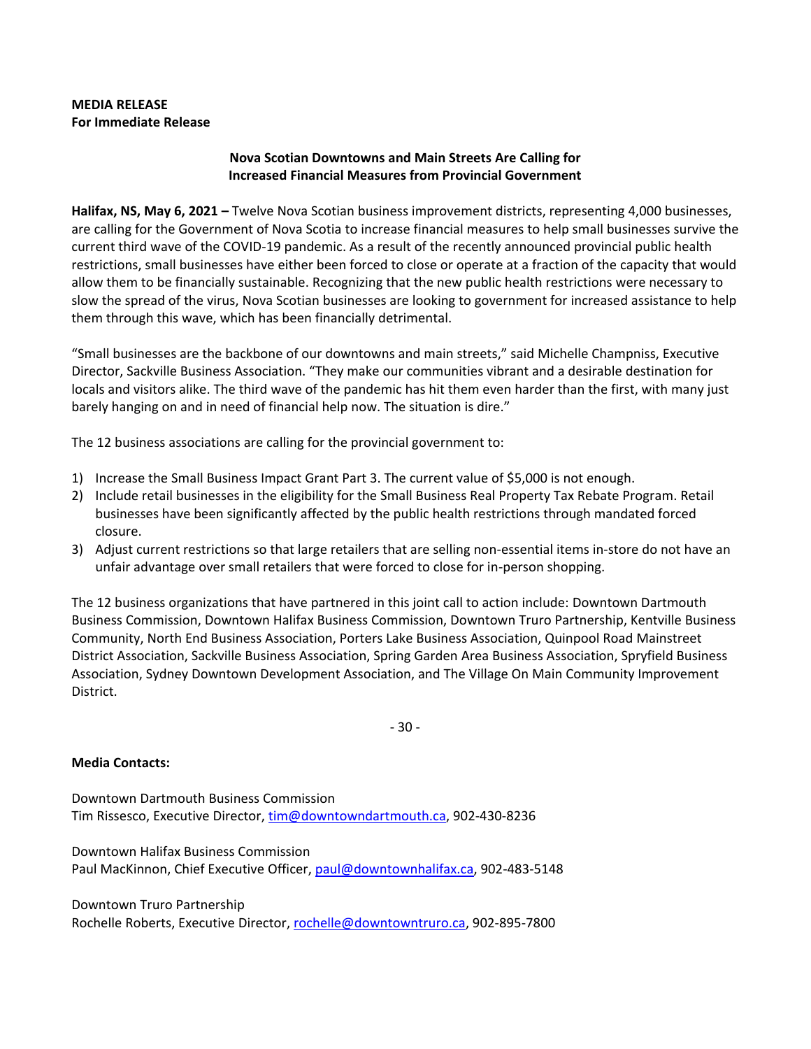**MEDIA RELEASE**
**For Immediate Release**

**Nova Scotian Downtowns and Main Streets Are Calling for Increased Financial Measures from Provincial Government**

**Halifax, NS, May 6, 2021 –** Twelve Nova Scotian business improvement districts, representing 4,000 businesses, are calling for the Government of Nova Scotia to increase financial measures to help small businesses survive the current third wave of the COVID-19 pandemic. As a result of the recently announced provincial public health restrictions, small businesses have either been forced to close or operate at a fraction of the capacity that would allow them to be financially sustainable. Recognizing that the new public health restrictions were necessary to slow the spread of the virus, Nova Scotian businesses are looking to government for increased assistance to help them through this wave, which has been financially detrimental.

"Small businesses are the backbone of our downtowns and main streets," said Michelle Champniss, Executive Director, Sackville Business Association. "They make our communities vibrant and a desirable destination for locals and visitors alike. The third wave of the pandemic has hit them even harder than the first, with many just barely hanging on and in need of financial help now. The situation is dire."

The 12 business associations are calling for the provincial government to:

1) Increase the Small Business Impact Grant Part 3. The current value of $5,000 is not enough.
2) Include retail businesses in the eligibility for the Small Business Real Property Tax Rebate Program. Retail businesses have been significantly affected by the public health restrictions through mandated forced closure.
3) Adjust current restrictions so that large retailers that are selling non-essential items in-store do not have an unfair advantage over small retailers that were forced to close for in-person shopping.

The 12 business organizations that have partnered in this joint call to action include: Downtown Dartmouth Business Commission, Downtown Halifax Business Commission, Downtown Truro Partnership, Kentville Business Community, North End Business Association, Porters Lake Business Association, Quinpool Road Mainstreet District Association, Sackville Business Association, Spring Garden Area Business Association, Spryfield Business Association, Sydney Downtown Development Association, and The Village On Main Community Improvement District.

- 30 -

**Media Contacts:**

Downtown Dartmouth Business Commission
Tim Rissesco, Executive Director, tim@downtowndartmouth.ca, 902-430-8236

Downtown Halifax Business Commission
Paul MacKinnon, Chief Executive Officer, paul@downtownhalifax.ca, 902-483-5148

Downtown Truro Partnership
Rochelle Roberts, Executive Director, rochelle@downtowntruro.ca, 902-895-7800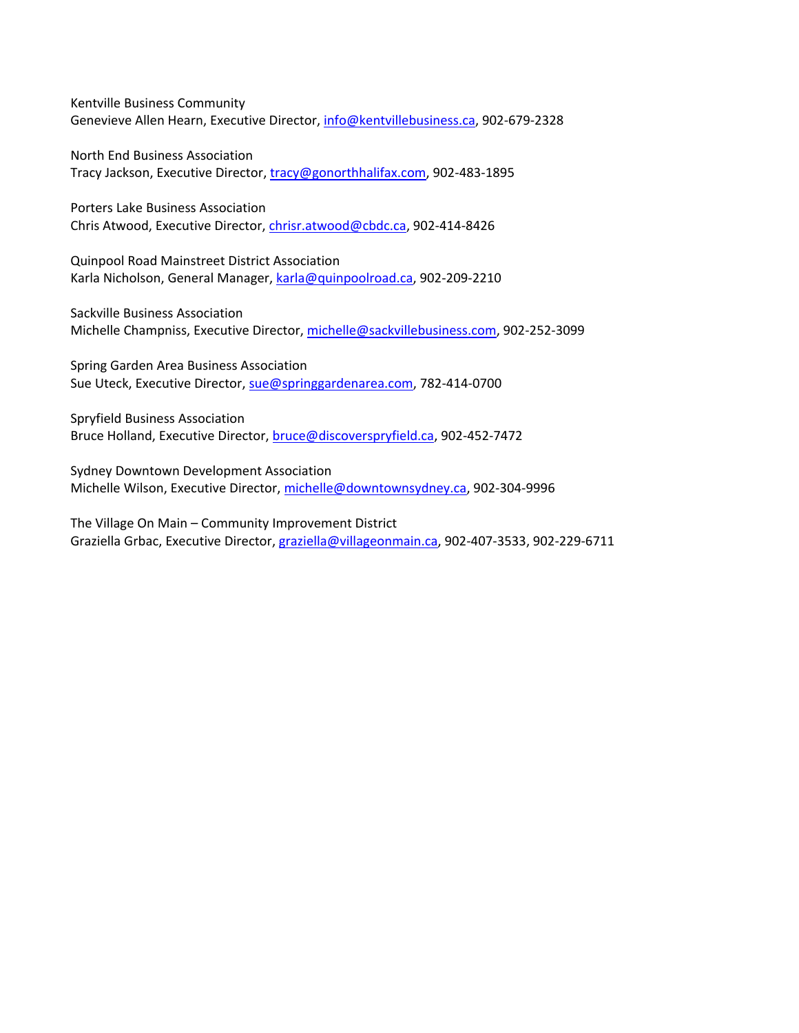Kentville Business Community
Genevieve Allen Hearn, Executive Director, info@kentvillebusiness.ca, 902-679-2328

North End Business Association
Tracy Jackson, Executive Director, tracy@gonorthhalifax.com, 902-483-1895

Porters Lake Business Association
Chris Atwood, Executive Director, chrisr.atwood@cbdc.ca, 902-414-8426

Quinpool Road Mainstreet District Association
Karla Nicholson, General Manager, karla@quinpoolroad.ca, 902-209-2210

Sackville Business Association
Michelle Champniss, Executive Director, michelle@sackvillebusiness.com, 902-252-3099

Spring Garden Area Business Association
Sue Uteck, Executive Director, sue@springgardenarea.com, 782-414-0700

Spryfield Business Association
Bruce Holland, Executive Director, bruce@discoverspryfield.ca, 902-452-7472

Sydney Downtown Development Association
Michelle Wilson, Executive Director, michelle@downtownsydney.ca, 902-304-9996

The Village On Main – Community Improvement District
Graziella Grbac, Executive Director, graziella@villageonmain.ca, 902-407-3533, 902-229-6711